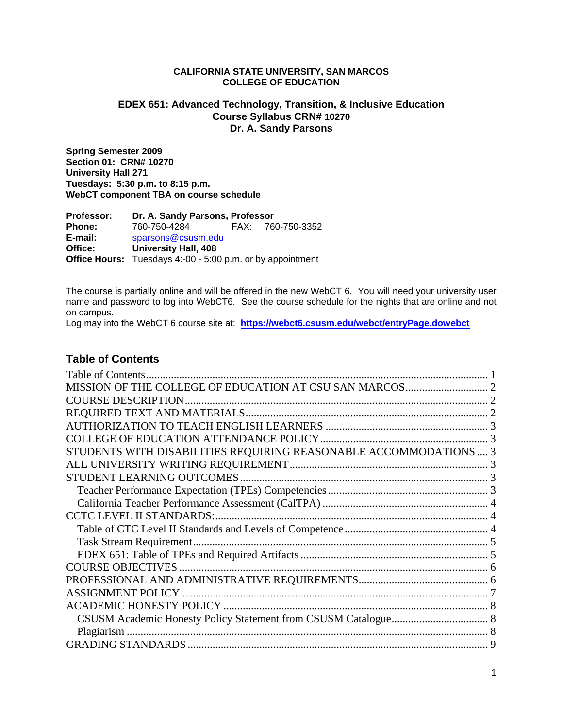**CALIFORNIA STATE UNIVERSITY, SAN MARCOS**
**COLLEGE OF EDUCATION**

**EDEX 651: Advanced Technology, Transition, & Inclusive Education**
**Course Syllabus CRN# 10270**
**Dr. A. Sandy Parsons**

**Spring Semester 2009**
**Section 01: CRN# 10270**
**University Hall 271**
**Tuesdays: 5:30 p.m. to 8:15 p.m.**
**WebCT component TBA on course schedule**

**Professor:** **Dr. A. Sandy Parsons, Professor**
**Phone:** 760-750-4284 FAX: 760-750-3352
**E-mail:** sparsons@csusm.edu
**Office:** **University Hall, 408**
**Office Hours:** Tuesdays 4:-00 - 5:00 p.m. or by appointment

The course is partially online and will be offered in the new WebCT 6. You will need your university user name and password to log into WebCT6. See the course schedule for the nights that are online and not on campus.
Log may into the WebCT 6 course site at: **https://webct6.csusm.edu/webct/entryPage.dowebct**

## Table of Contents

- Table of Contents ........ 1
- MISSION OF THE COLLEGE OF EDUCATION AT CSU SAN MARCOS ........ 2
- COURSE DESCRIPTION ........ 2
- REQUIRED TEXT AND MATERIALS ........ 2
- AUTHORIZATION TO TEACH ENGLISH LEARNERS ........ 3
- COLLEGE OF EDUCATION ATTENDANCE POLICY ........ 3
- STUDENTS WITH DISABILITIES REQUIRING REASONABLE ACCOMMODATIONS ........ 3
- ALL UNIVERSITY WRITING REQUIREMENT ........ 3
- STUDENT LEARNING OUTCOMES ........ 3
  - Teacher Performance Expectation (TPEs) Competencies ........ 3
  - California Teacher Performance Assessment (CalTPA) ........ 4
- CCTC LEVEL II STANDARDS: ........ 4
  - Table of CTC Level II Standards and Levels of Competence ........ 4
  - Task Stream Requirement ........ 5
  - EDEX 651: Table of TPEs and Required Artifacts ........ 5
- COURSE OBJECTIVES ........ 6
- PROFESSIONAL AND ADMINISTRATIVE REQUIREMENTS ........ 6
- ASSIGNMENT POLICY ........ 7
- ACADEMIC HONESTY POLICY ........ 8
  - CSUSM Academic Honesty Policy Statement from CSUSM Catalogue ........ 8
  - Plagiarism ........ 8
- GRADING STANDARDS ........ 9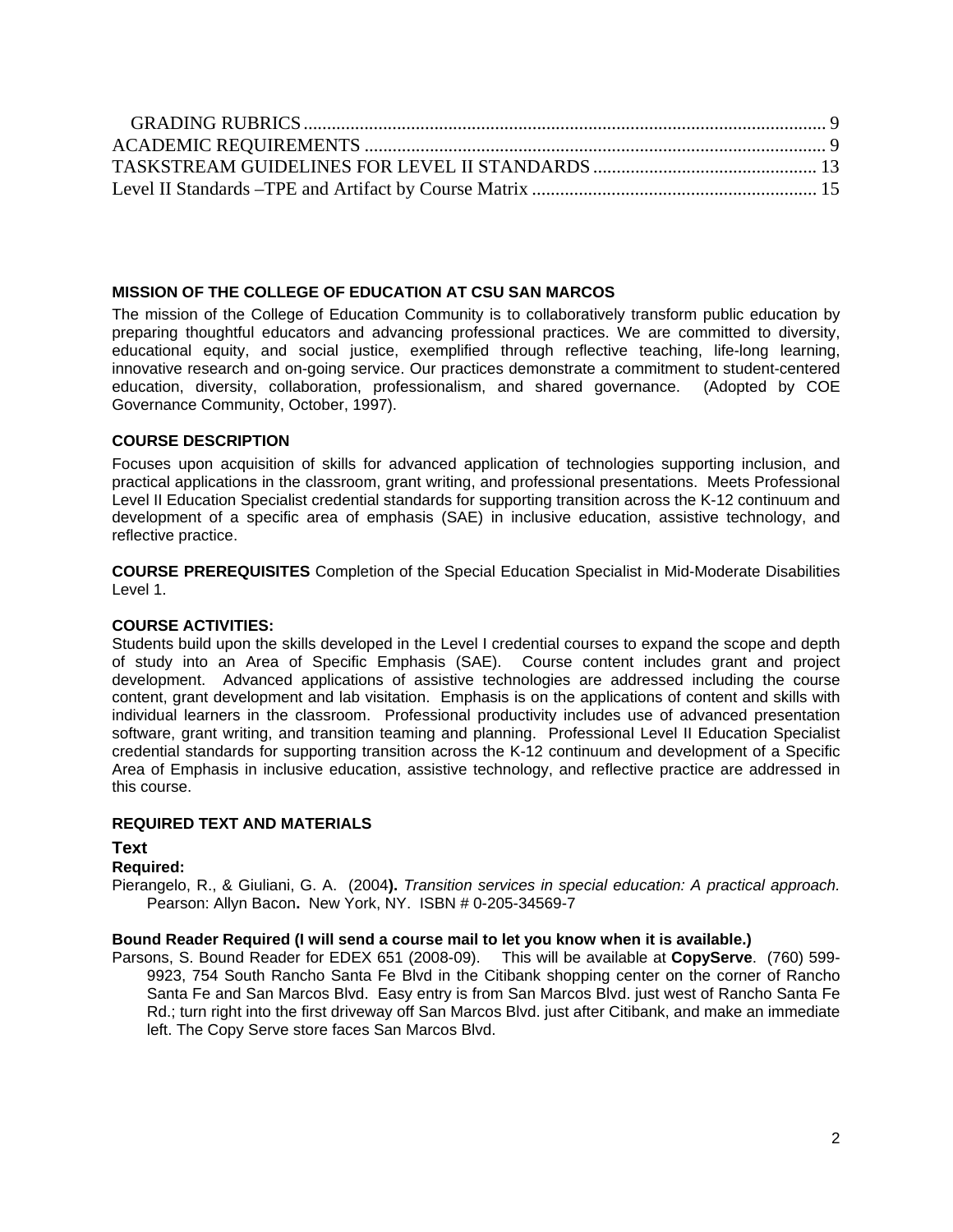GRADING RUBRICS .......... 9
ACADEMIC REQUIREMENTS .......... 9
TASKSTREAM GUIDELINES FOR LEVEL II STANDARDS .......... 13
Level II Standards –TPE and Artifact by Course Matrix .......... 15

## MISSION OF THE COLLEGE OF EDUCATION AT CSU SAN MARCOS

The mission of the College of Education Community is to collaboratively transform public education by preparing thoughtful educators and advancing professional practices. We are committed to diversity, educational equity, and social justice, exemplified through reflective teaching, life-long learning, innovative research and on-going service. Our practices demonstrate a commitment to student-centered education, diversity, collaboration, professionalism, and shared governance. (Adopted by COE Governance Community, October, 1997).

## COURSE DESCRIPTION

Focuses upon acquisition of skills for advanced application of technologies supporting inclusion, and practical applications in the classroom, grant writing, and professional presentations. Meets Professional Level II Education Specialist credential standards for supporting transition across the K-12 continuum and development of a specific area of emphasis (SAE) in inclusive education, assistive technology, and reflective practice.

**COURSE PREREQUISITES** Completion of the Special Education Specialist in Mid-Moderate Disabilities Level 1.

## COURSE ACTIVITIES:

Students build upon the skills developed in the Level I credential courses to expand the scope and depth of study into an Area of Specific Emphasis (SAE). Course content includes grant and project development. Advanced applications of assistive technologies are addressed including the course content, grant development and lab visitation. Emphasis is on the applications of content and skills with individual learners in the classroom. Professional productivity includes use of advanced presentation software, grant writing, and transition teaming and planning. Professional Level II Education Specialist credential standards for supporting transition across the K-12 continuum and development of a Specific Area of Emphasis in inclusive education, assistive technology, and reflective practice are addressed in this course.

## REQUIRED TEXT AND MATERIALS

### Text

**Required:**

Pierangelo, R., & Giuliani, G. A. (2004**).** *Transition services in special education: A practical approach.* Pearson: Allyn Bacon**.** New York, NY. ISBN # 0-205-34569-7

**Bound Reader Required (I will send a course mail to let you know when it is available.)**

Parsons, S. Bound Reader for EDEX 651 (2008-09). This will be available at **CopyServe**. (760) 599-9923, 754 South Rancho Santa Fe Blvd in the Citibank shopping center on the corner of Rancho Santa Fe and San Marcos Blvd. Easy entry is from San Marcos Blvd. just west of Rancho Santa Fe Rd.; turn right into the first driveway off San Marcos Blvd. just after Citibank, and make an immediate left. The Copy Serve store faces San Marcos Blvd.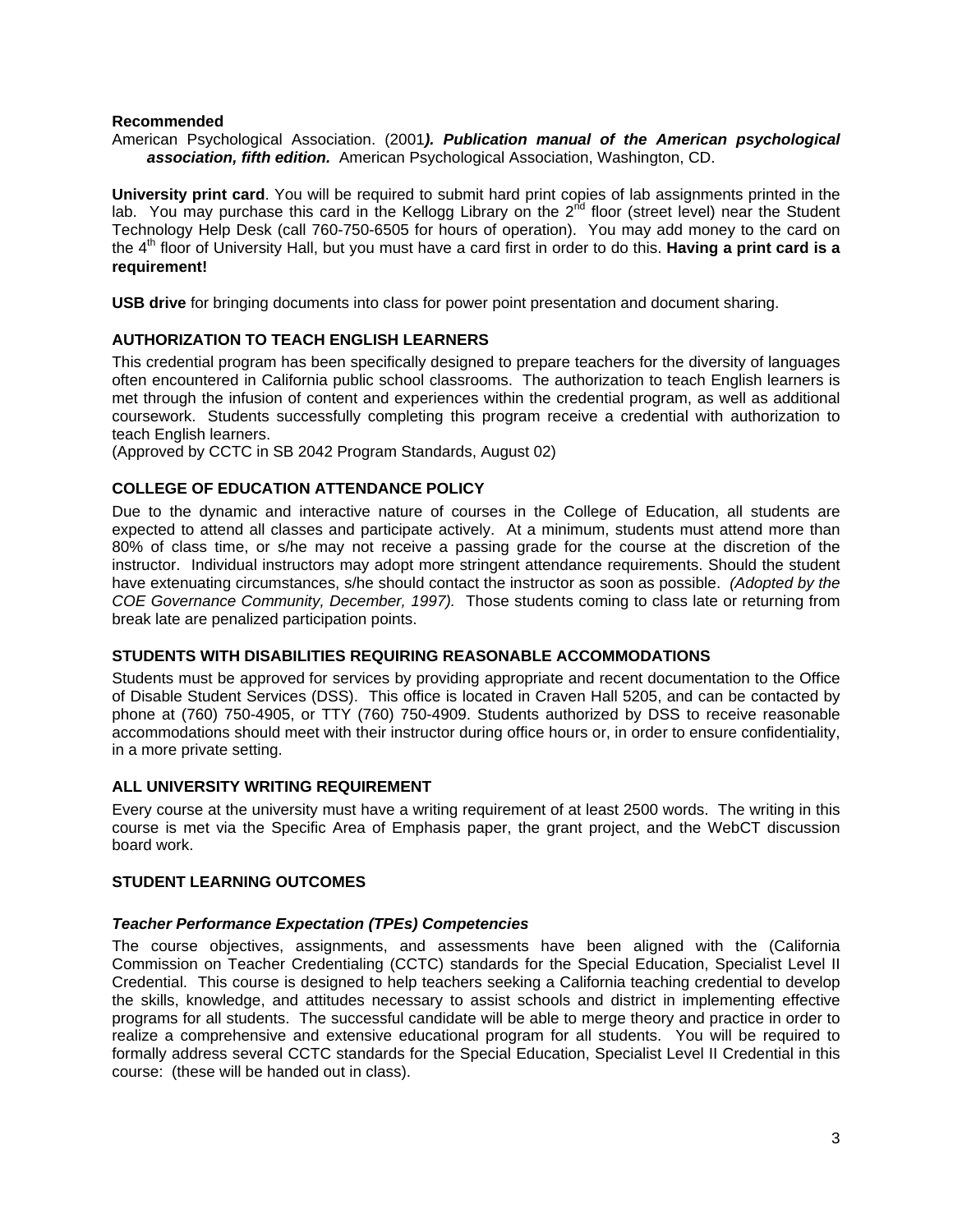**Recommended**

American Psychological Association. (2001***). Publication manual of the American psychological association, fifth edition.*** American Psychological Association, Washington, CD.

**University print card**. You will be required to submit hard print copies of lab assignments printed in the lab. You may purchase this card in the Kellogg Library on the 2nd floor (street level) near the Student Technology Help Desk (call 760-750-6505 for hours of operation). You may add money to the card on the 4th floor of University Hall, but you must have a card first in order to do this. **Having a print card is a requirement!**

**USB drive** for bringing documents into class for power point presentation and document sharing.

### AUTHORIZATION TO TEACH ENGLISH LEARNERS

This credential program has been specifically designed to prepare teachers for the diversity of languages often encountered in California public school classrooms. The authorization to teach English learners is met through the infusion of content and experiences within the credential program, as well as additional coursework. Students successfully completing this program receive a credential with authorization to teach English learners.
(Approved by CCTC in SB 2042 Program Standards, August 02)

### COLLEGE OF EDUCATION ATTENDANCE POLICY

Due to the dynamic and interactive nature of courses in the College of Education, all students are expected to attend all classes and participate actively. At a minimum, students must attend more than 80% of class time, or s/he may not receive a passing grade for the course at the discretion of the instructor. Individual instructors may adopt more stringent attendance requirements. Should the student have extenuating circumstances, s/he should contact the instructor as soon as possible. *(Adopted by the COE Governance Community, December, 1997).* Those students coming to class late or returning from break late are penalized participation points.

### STUDENTS WITH DISABILITIES REQUIRING REASONABLE ACCOMMODATIONS

Students must be approved for services by providing appropriate and recent documentation to the Office of Disable Student Services (DSS). This office is located in Craven Hall 5205, and can be contacted by phone at (760) 750-4905, or TTY (760) 750-4909. Students authorized by DSS to receive reasonable accommodations should meet with their instructor during office hours or, in order to ensure confidentiality, in a more private setting.

### ALL UNIVERSITY WRITING REQUIREMENT

Every course at the university must have a writing requirement of at least 2500 words. The writing in this course is met via the Specific Area of Emphasis paper, the grant project, and the WebCT discussion board work.

### STUDENT LEARNING OUTCOMES

#### *Teacher Performance Expectation (TPEs) Competencies*

The course objectives, assignments, and assessments have been aligned with the (California Commission on Teacher Credentialing (CCTC) standards for the Special Education, Specialist Level II Credential. This course is designed to help teachers seeking a California teaching credential to develop the skills, knowledge, and attitudes necessary to assist schools and district in implementing effective programs for all students. The successful candidate will be able to merge theory and practice in order to realize a comprehensive and extensive educational program for all students. You will be required to formally address several CCTC standards for the Special Education, Specialist Level II Credential in this course: (these will be handed out in class).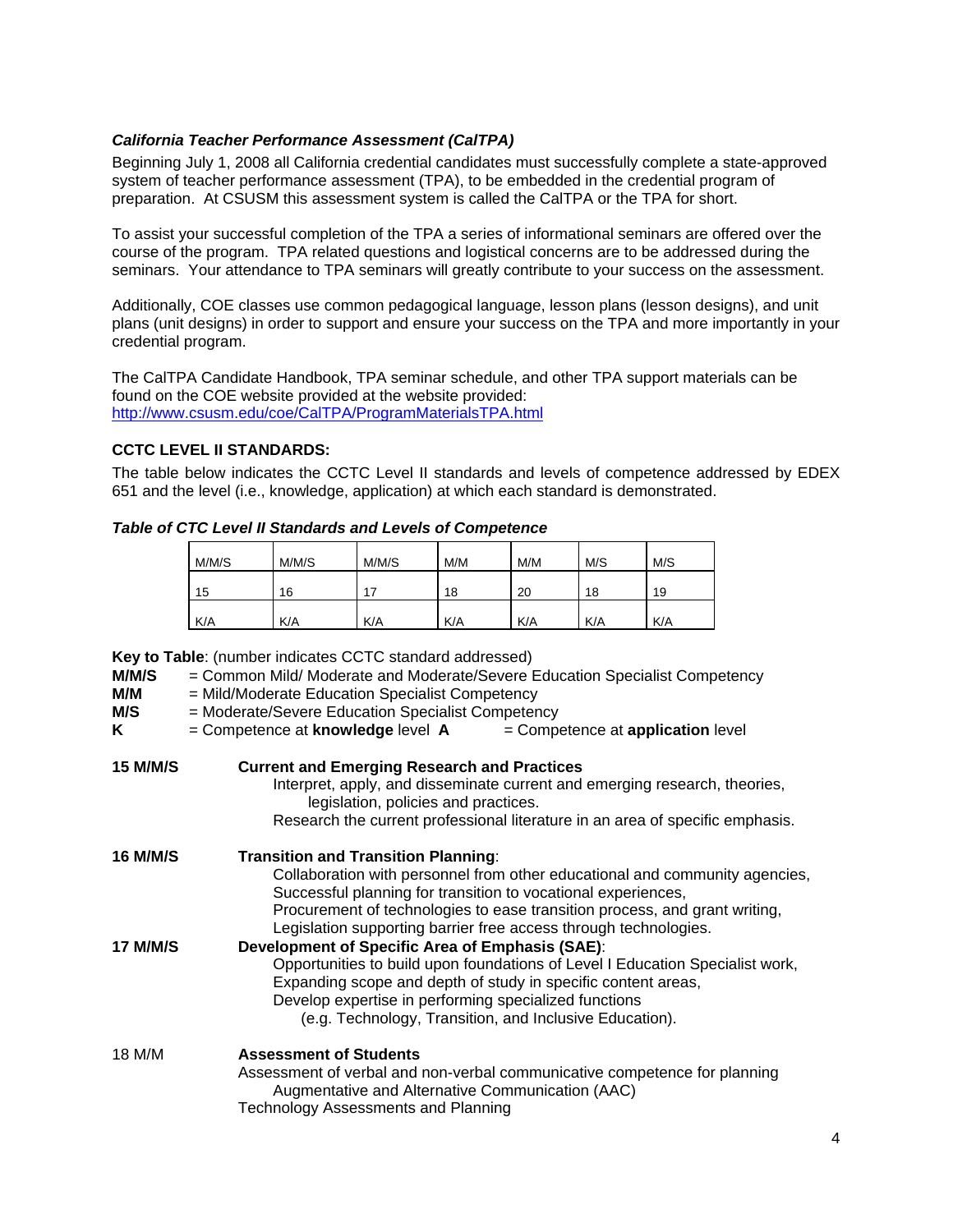### *California Teacher Performance Assessment (CalTPA)*

Beginning July 1, 2008 all California credential candidates must successfully complete a state-approved system of teacher performance assessment (TPA), to be embedded in the credential program of preparation. At CSUSM this assessment system is called the CalTPA or the TPA for short.

To assist your successful completion of the TPA a series of informational seminars are offered over the course of the program. TPA related questions and logistical concerns are to be addressed during the seminars. Your attendance to TPA seminars will greatly contribute to your success on the assessment.

Additionally, COE classes use common pedagogical language, lesson plans (lesson designs), and unit plans (unit designs) in order to support and ensure your success on the TPA and more importantly in your credential program.

The CalTPA Candidate Handbook, TPA seminar schedule, and other TPA support materials can be found on the COE website provided at the website provided: http://www.csusm.edu/coe/CalTPA/ProgramMaterialsTPA.html

### CCTC LEVEL II STANDARDS:

The table below indicates the CCTC Level II standards and levels of competence addressed by EDEX 651 and the level (i.e., knowledge, application) at which each standard is demonstrated.

***Table of CTC Level II Standards and Levels of Competence***

| M/M/S | M/M/S | M/M/S | M/M | M/M | M/S | M/S |
|---|---|---|---|---|---|---|
| 15 | 16 | 17 | 18 | 20 | 18 | 19 |
| K/A | K/A | K/A | K/A | K/A | K/A | K/A |

**Key to Table**: (number indicates CCTC standard addressed)

**M/M/S** = Common Mild/ Moderate and Moderate/Severe Education Specialist Competency
**M/M** = Mild/Moderate Education Specialist Competency
**M/S** = Moderate/Severe Education Specialist Competency
**K** = Competence at **knowledge** level **A** = Competence at **application** level

**15 M/M/S** **Current and Emerging Research and Practices**
Interpret, apply, and disseminate current and emerging research, theories, legislation, policies and practices.
Research the current professional literature in an area of specific emphasis.

**16 M/M/S** **Transition and Transition Planning**:
Collaboration with personnel from other educational and community agencies,
Successful planning for transition to vocational experiences,
Procurement of technologies to ease transition process, and grant writing,
Legislation supporting barrier free access through technologies.

**17 M/M/S** **Development of Specific Area of Emphasis (SAE)**:
Opportunities to build upon foundations of Level I Education Specialist work,
Expanding scope and depth of study in specific content areas,
Develop expertise in performing specialized functions
(e.g. Technology, Transition, and Inclusive Education).

18 M/M **Assessment of Students**
Assessment of verbal and non-verbal communicative competence for planning
Augmentative and Alternative Communication (AAC)
Technology Assessments and Planning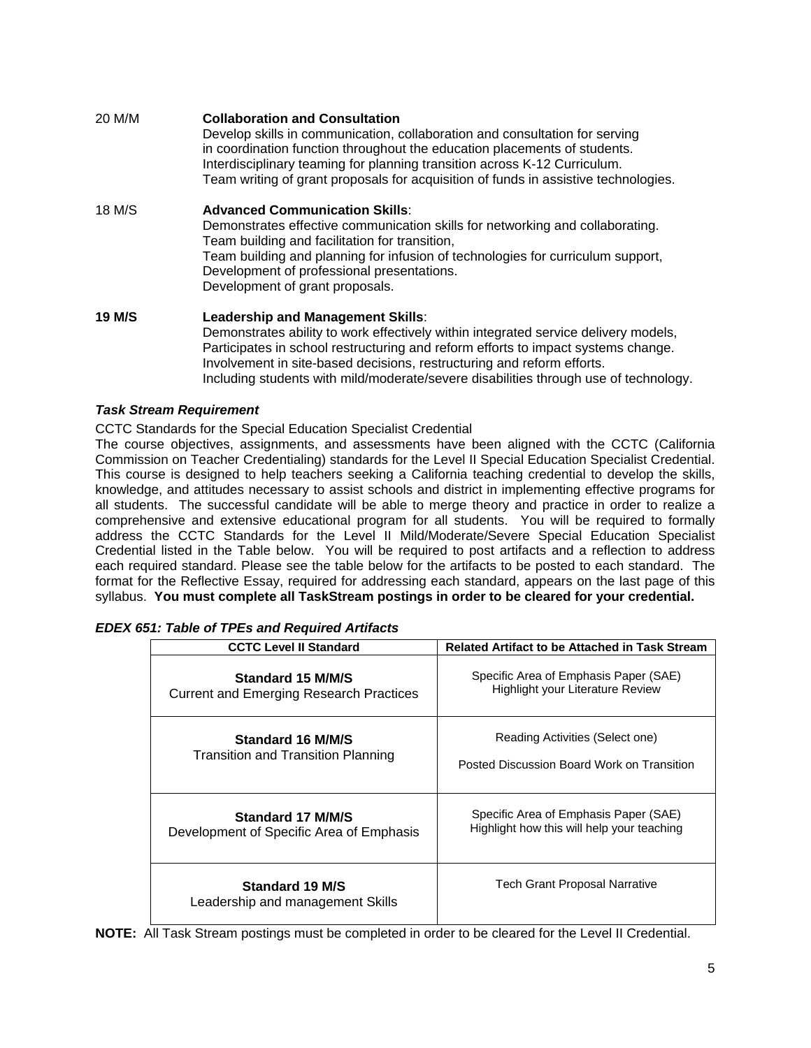20 M/M **Collaboration and Consultation**

Develop skills in communication, collaboration and consultation for serving in coordination function throughout the education placements of students.
Interdisciplinary teaming for planning transition across K-12 Curriculum.
Team writing of grant proposals for acquisition of funds in assistive technologies.

18 M/S **Advanced Communication Skills**:

Demonstrates effective communication skills for networking and collaborating.
Team building and facilitation for transition,
Team building and planning for infusion of technologies for curriculum support,
Development of professional presentations.
Development of grant proposals.

**19 M/S** **Leadership and Management Skills**:

Demonstrates ability to work effectively within integrated service delivery models,
Participates in school restructuring and reform efforts to impact systems change.
Involvement in site-based decisions, restructuring and reform efforts.
Including students with mild/moderate/severe disabilities through use of technology.

***Task Stream Requirement***

CCTC Standards for the Special Education Specialist Credential

The course objectives, assignments, and assessments have been aligned with the CCTC (California Commission on Teacher Credentialing) standards for the Level II Special Education Specialist Credential. This course is designed to help teachers seeking a California teaching credential to develop the skills, knowledge, and attitudes necessary to assist schools and district in implementing effective programs for all students. The successful candidate will be able to merge theory and practice in order to realize a comprehensive and extensive educational program for all students. You will be required to formally address the CCTC Standards for the Level II Mild/Moderate/Severe Special Education Specialist Credential listed in the Table below. You will be required to post artifacts and a reflection to address each required standard. Please see the table below for the artifacts to be posted to each standard. The format for the Reflective Essay, required for addressing each standard, appears on the last page of this syllabus. **You must complete all TaskStream postings in order to be cleared for your credential.**

***EDEX 651: Table of TPEs and Required Artifacts***

| CCTC Level II Standard | Related Artifact to be Attached in Task Stream |
|---|---|
| **Standard 15 M/M/S** Current and Emerging Research Practices | Specific Area of Emphasis Paper (SAE) Highlight your Literature Review |
| **Standard 16 M/M/S** Transition and Transition Planning | Reading Activities (Select one) Posted Discussion Board Work on Transition |
| **Standard 17 M/M/S** Development of Specific Area of Emphasis | Specific Area of Emphasis Paper (SAE) Highlight how this will help your teaching |
| **Standard 19 M/S** Leadership and management Skills | Tech Grant Proposal Narrative |

**NOTE:** All Task Stream postings must be completed in order to be cleared for the Level II Credential.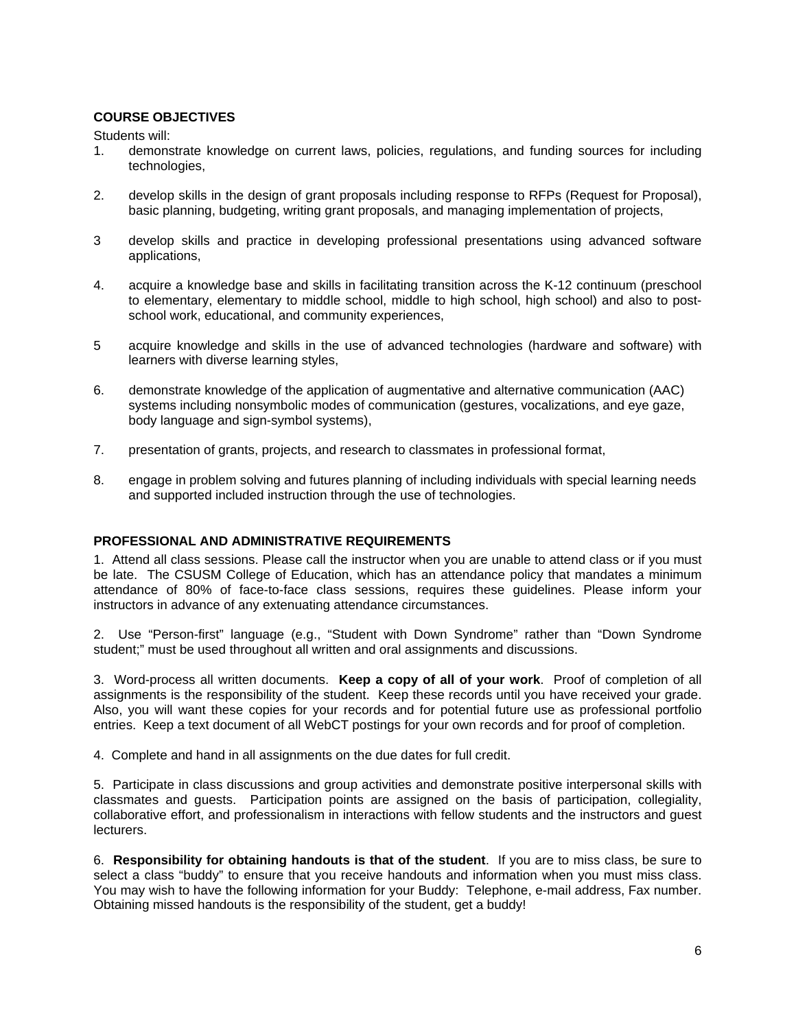## COURSE OBJECTIVES

Students will:

1. demonstrate knowledge on current laws, policies, regulations, and funding sources for including technologies,

2. develop skills in the design of grant proposals including response to RFPs (Request for Proposal), basic planning, budgeting, writing grant proposals, and managing implementation of projects,

3 develop skills and practice in developing professional presentations using advanced software applications,

4. acquire a knowledge base and skills in facilitating transition across the K-12 continuum (preschool to elementary, elementary to middle school, middle to high school, high school) and also to post-school work, educational, and community experiences,

5 acquire knowledge and skills in the use of advanced technologies (hardware and software) with learners with diverse learning styles,

6. demonstrate knowledge of the application of augmentative and alternative communication (AAC) systems including nonsymbolic modes of communication (gestures, vocalizations, and eye gaze, body language and sign-symbol systems),

7. presentation of grants, projects, and research to classmates in professional format,

8. engage in problem solving and futures planning of including individuals with special learning needs and supported included instruction through the use of technologies.

## PROFESSIONAL AND ADMINISTRATIVE REQUIREMENTS

1. Attend all class sessions. Please call the instructor when you are unable to attend class or if you must be late. The CSUSM College of Education, which has an attendance policy that mandates a minimum attendance of 80% of face-to-face class sessions, requires these guidelines. Please inform your instructors in advance of any extenuating attendance circumstances.

2. Use "Person-first" language (e.g., "Student with Down Syndrome" rather than "Down Syndrome student;" must be used throughout all written and oral assignments and discussions.

3. Word-process all written documents. **Keep a copy of all of your work**. Proof of completion of all assignments is the responsibility of the student. Keep these records until you have received your grade. Also, you will want these copies for your records and for potential future use as professional portfolio entries. Keep a text document of all WebCT postings for your own records and for proof of completion.

4. Complete and hand in all assignments on the due dates for full credit.

5. Participate in class discussions and group activities and demonstrate positive interpersonal skills with classmates and guests. Participation points are assigned on the basis of participation, collegiality, collaborative effort, and professionalism in interactions with fellow students and the instructors and guest lecturers.

6. **Responsibility for obtaining handouts is that of the student**. If you are to miss class, be sure to select a class "buddy" to ensure that you receive handouts and information when you must miss class. You may wish to have the following information for your Buddy: Telephone, e-mail address, Fax number. Obtaining missed handouts is the responsibility of the student, get a buddy!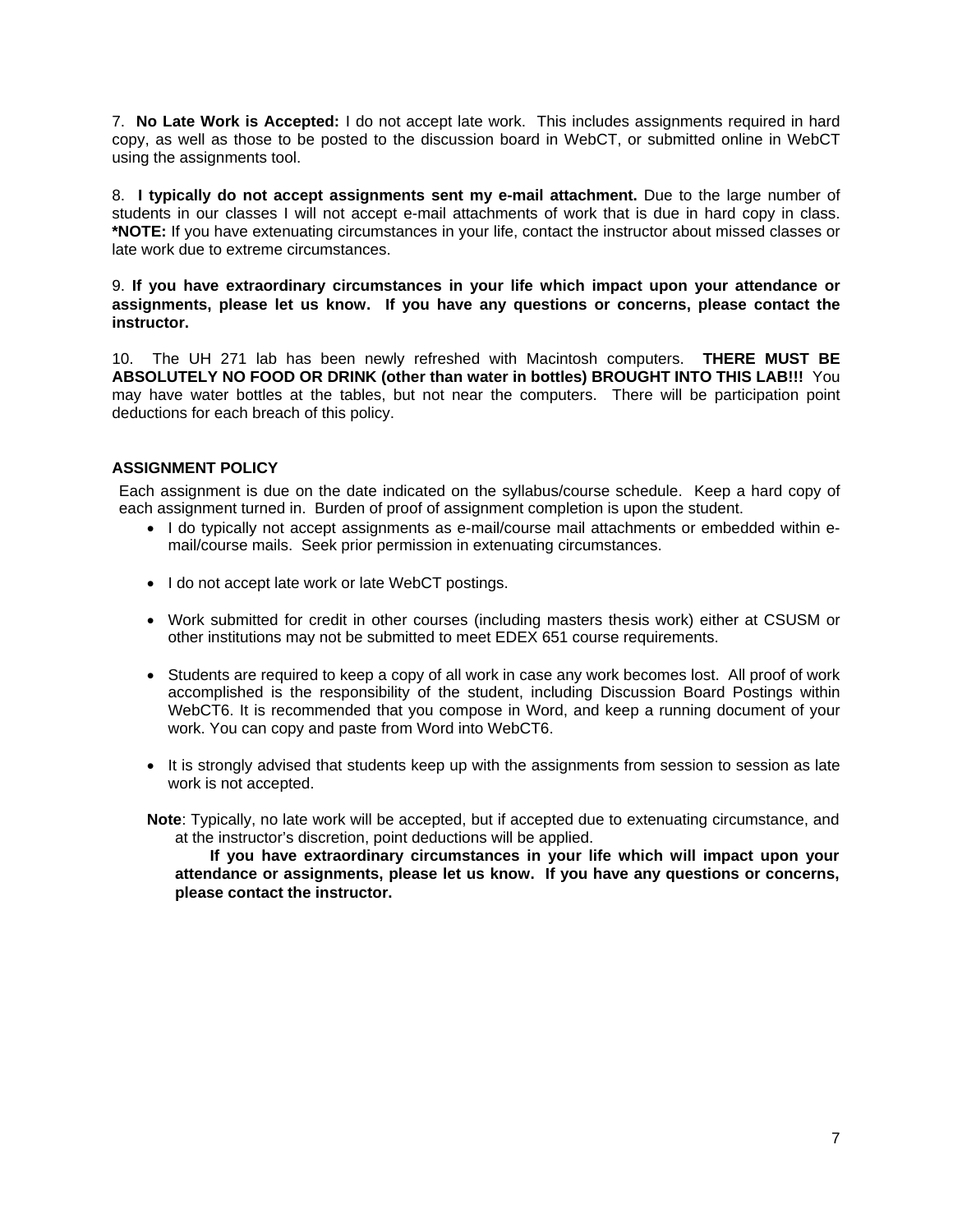7. **No Late Work is Accepted:** I do not accept late work. This includes assignments required in hard copy, as well as those to be posted to the discussion board in WebCT, or submitted online in WebCT using the assignments tool.

8. **I typically do not accept assignments sent my e-mail attachment.** Due to the large number of students in our classes I will not accept e-mail attachments of work that is due in hard copy in class. ***NOTE:** If you have extenuating circumstances in your life, contact the instructor about missed classes or late work due to extreme circumstances.

9. **If you have extraordinary circumstances in your life which impact upon your attendance or assignments, please let us know. If you have any questions or concerns, please contact the instructor.**

10. The UH 271 lab has been newly refreshed with Macintosh computers. **THERE MUST BE ABSOLUTELY NO FOOD OR DRINK (other than water in bottles) BROUGHT INTO THIS LAB!!!** You may have water bottles at the tables, but not near the computers. There will be participation point deductions for each breach of this policy.

### ASSIGNMENT POLICY

Each assignment is due on the date indicated on the syllabus/course schedule. Keep a hard copy of each assignment turned in. Burden of proof of assignment completion is upon the student.

- I do typically not accept assignments as e-mail/course mail attachments or embedded within e-mail/course mails. Seek prior permission in extenuating circumstances.
- I do not accept late work or late WebCT postings.
- Work submitted for credit in other courses (including masters thesis work) either at CSUSM or other institutions may not be submitted to meet EDEX 651 course requirements.
- Students are required to keep a copy of all work in case any work becomes lost. All proof of work accomplished is the responsibility of the student, including Discussion Board Postings within WebCT6. It is recommended that you compose in Word, and keep a running document of your work. You can copy and paste from Word into WebCT6.
- It is strongly advised that students keep up with the assignments from session to session as late work is not accepted.

**Note**: Typically, no late work will be accepted, but if accepted due to extenuating circumstance, and at the instructor's discretion, point deductions will be applied.

**If you have extraordinary circumstances in your life which will impact upon your attendance or assignments, please let us know. If you have any questions or concerns, please contact the instructor.**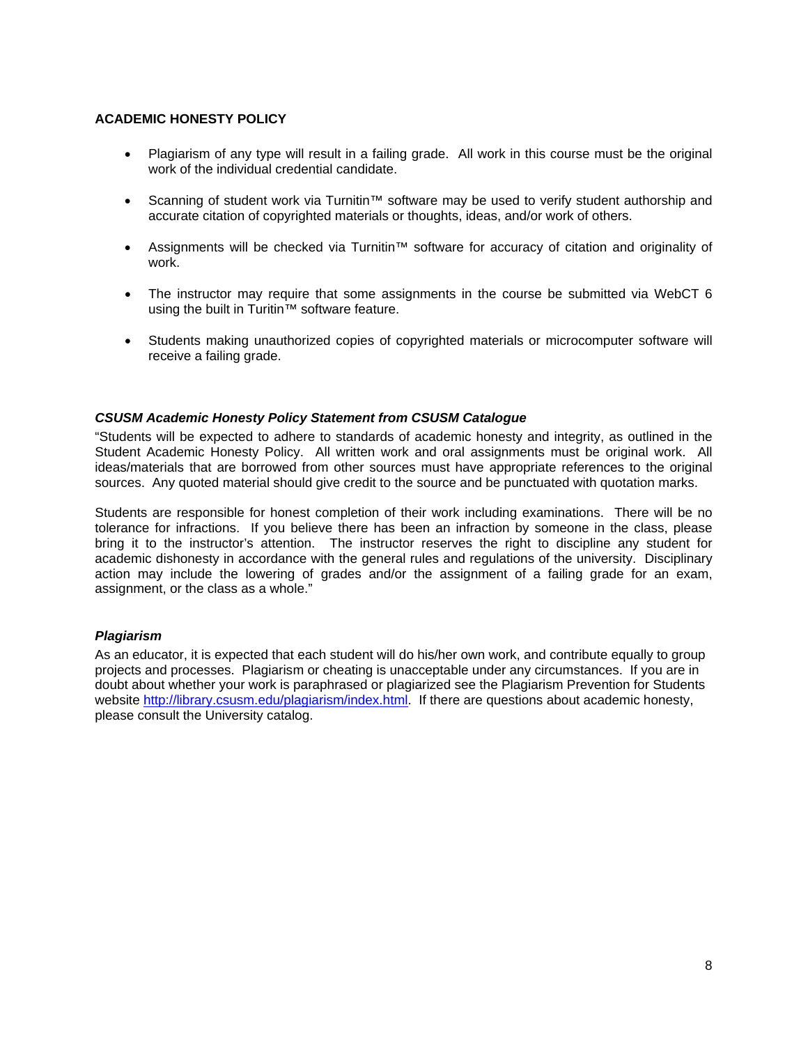**ACADEMIC HONESTY POLICY**

- Plagiarism of any type will result in a failing grade. All work in this course must be the original work of the individual credential candidate.
- Scanning of student work via Turnitin™ software may be used to verify student authorship and accurate citation of copyrighted materials or thoughts, ideas, and/or work of others.
- Assignments will be checked via Turnitin™ software for accuracy of citation and originality of work.
- The instructor may require that some assignments in the course be submitted via WebCT 6 using the built in Turitin™ software feature.
- Students making unauthorized copies of copyrighted materials or microcomputer software will receive a failing grade.

***CSUSM Academic Honesty Policy Statement from CSUSM Catalogue***

"Students will be expected to adhere to standards of academic honesty and integrity, as outlined in the Student Academic Honesty Policy. All written work and oral assignments must be original work. All ideas/materials that are borrowed from other sources must have appropriate references to the original sources. Any quoted material should give credit to the source and be punctuated with quotation marks.

Students are responsible for honest completion of their work including examinations. There will be no tolerance for infractions. If you believe there has been an infraction by someone in the class, please bring it to the instructor's attention. The instructor reserves the right to discipline any student for academic dishonesty in accordance with the general rules and regulations of the university. Disciplinary action may include the lowering of grades and/or the assignment of a failing grade for an exam, assignment, or the class as a whole."

***Plagiarism***

As an educator, it is expected that each student will do his/her own work, and contribute equally to group projects and processes. Plagiarism or cheating is unacceptable under any circumstances. If you are in doubt about whether your work is paraphrased or plagiarized see the Plagiarism Prevention for Students website http://library.csusm.edu/plagiarism/index.html. If there are questions about academic honesty, please consult the University catalog.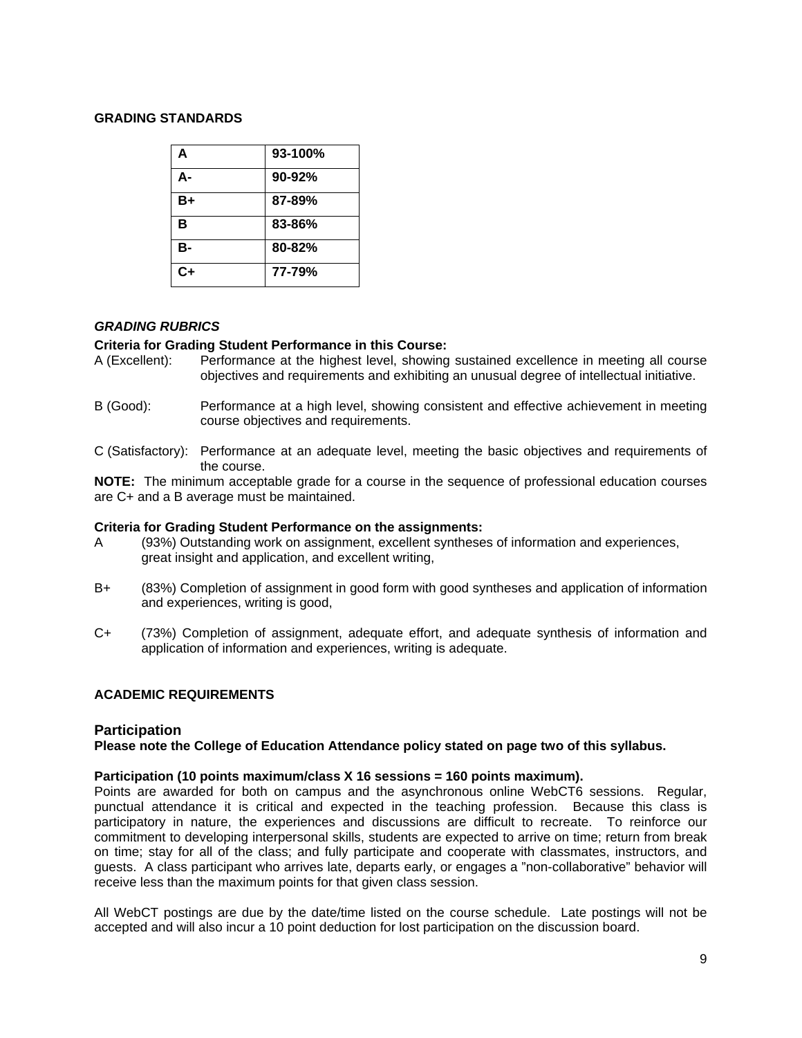### GRADING STANDARDS

| A | 93-100% |
|---|---|
| A- | 90-92% |
| B+ | 87-89% |
| B | 83-86% |
| B- | 80-82% |
| C+ | 77-79% |

#### *GRADING RUBRICS*

**Criteria for Grading Student Performance in this Course:**

A (Excellent): Performance at the highest level, showing sustained excellence in meeting all course objectives and requirements and exhibiting an unusual degree of intellectual initiative.

B (Good): Performance at a high level, showing consistent and effective achievement in meeting course objectives and requirements.

C (Satisfactory): Performance at an adequate level, meeting the basic objectives and requirements of the course.

**NOTE:** The minimum acceptable grade for a course in the sequence of professional education courses are C+ and a B average must be maintained.

**Criteria for Grading Student Performance on the assignments:**

A (93%) Outstanding work on assignment, excellent syntheses of information and experiences, great insight and application, and excellent writing,

B+ (83%) Completion of assignment in good form with good syntheses and application of information and experiences, writing is good,

C+ (73%) Completion of assignment, adequate effort, and adequate synthesis of information and application of information and experiences, writing is adequate.

### ACADEMIC REQUIREMENTS

#### Participation

**Please note the College of Education Attendance policy stated on page two of this syllabus.**

**Participation (10 points maximum/class X 16 sessions = 160 points maximum).**

Points are awarded for both on campus and the asynchronous online WebCT6 sessions. Regular, punctual attendance it is critical and expected in the teaching profession. Because this class is participatory in nature, the experiences and discussions are difficult to recreate. To reinforce our commitment to developing interpersonal skills, students are expected to arrive on time; return from break on time; stay for all of the class; and fully participate and cooperate with classmates, instructors, and guests. A class participant who arrives late, departs early, or engages a "non-collaborative" behavior will receive less than the maximum points for that given class session.

All WebCT postings are due by the date/time listed on the course schedule. Late postings will not be accepted and will also incur a 10 point deduction for lost participation on the discussion board.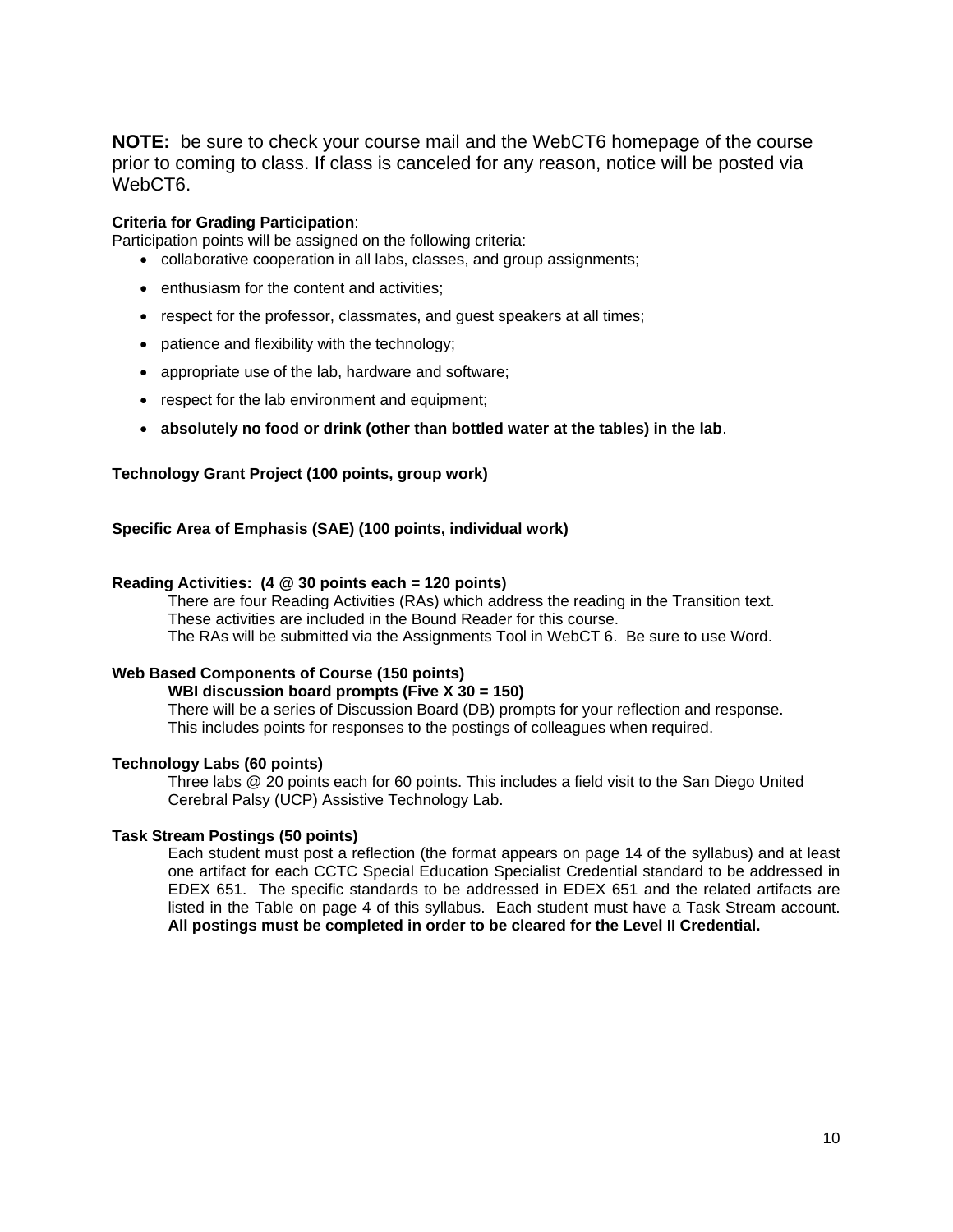**NOTE:** be sure to check your course mail and the WebCT6 homepage of the course prior to coming to class. If class is canceled for any reason, notice will be posted via WebCT6.

**Criteria for Grading Participation**:
Participation points will be assigned on the following criteria:

- collaborative cooperation in all labs, classes, and group assignments;
- enthusiasm for the content and activities;
- respect for the professor, classmates, and guest speakers at all times;
- patience and flexibility with the technology;
- appropriate use of the lab, hardware and software;
- respect for the lab environment and equipment;
- **absolutely no food or drink (other than bottled water at the tables) in the lab**.

**Technology Grant Project (100 points, group work)**

**Specific Area of Emphasis (SAE) (100 points, individual work)**

**Reading Activities: (4 @ 30 points each = 120 points)**

There are four Reading Activities (RAs) which address the reading in the Transition text. These activities are included in the Bound Reader for this course.
The RAs will be submitted via the Assignments Tool in WebCT 6. Be sure to use Word.

**Web Based Components of Course (150 points)**

**WBI discussion board prompts (Five X 30 = 150)**

There will be a series of Discussion Board (DB) prompts for your reflection and response. This includes points for responses to the postings of colleagues when required.

**Technology Labs (60 points)**

Three labs @ 20 points each for 60 points. This includes a field visit to the San Diego United Cerebral Palsy (UCP) Assistive Technology Lab.

**Task Stream Postings (50 points)**

Each student must post a reflection (the format appears on page 14 of the syllabus) and at least one artifact for each CCTC Special Education Specialist Credential standard to be addressed in EDEX 651. The specific standards to be addressed in EDEX 651 and the related artifacts are listed in the Table on page 4 of this syllabus. Each student must have a Task Stream account. **All postings must be completed in order to be cleared for the Level II Credential.**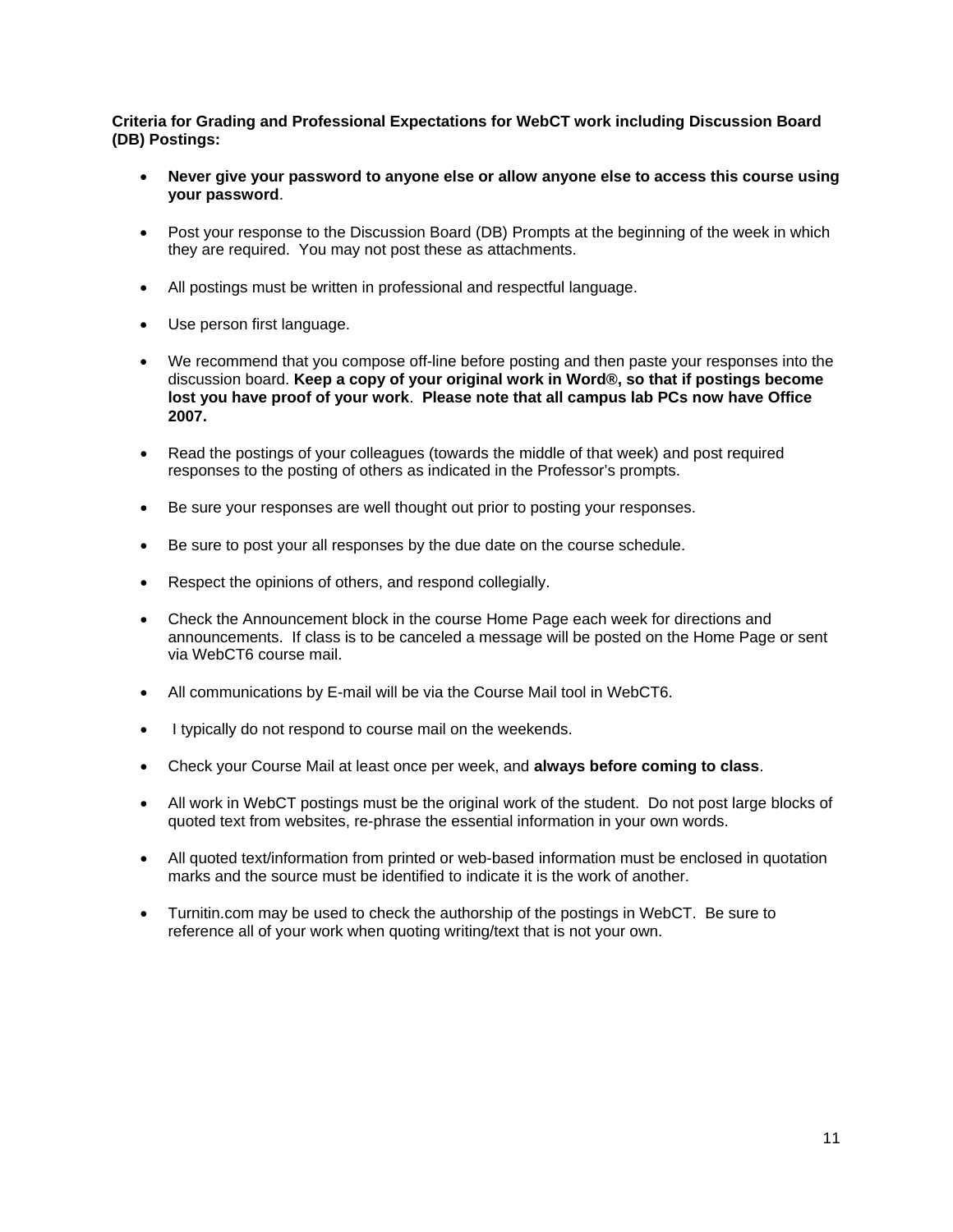**Criteria for Grading and Professional Expectations for WebCT work including Discussion Board (DB) Postings:**

- **Never give your password to anyone else or allow anyone else to access this course using your password**.

- Post your response to the Discussion Board (DB) Prompts at the beginning of the week in which they are required. You may not post these as attachments.

- All postings must be written in professional and respectful language.

- Use person first language.

- We recommend that you compose off-line before posting and then paste your responses into the discussion board. **Keep a copy of your original work in Word®, so that if postings become lost you have proof of your work**. **Please note that all campus lab PCs now have Office 2007.**

- Read the postings of your colleagues (towards the middle of that week) and post required responses to the posting of others as indicated in the Professor's prompts.

- Be sure your responses are well thought out prior to posting your responses.

- Be sure to post your all responses by the due date on the course schedule.

- Respect the opinions of others, and respond collegially.

- Check the Announcement block in the course Home Page each week for directions and announcements. If class is to be canceled a message will be posted on the Home Page or sent via WebCT6 course mail.

- All communications by E-mail will be via the Course Mail tool in WebCT6.

- I typically do not respond to course mail on the weekends.

- Check your Course Mail at least once per week, and **always before coming to class**.

- All work in WebCT postings must be the original work of the student. Do not post large blocks of quoted text from websites, re-phrase the essential information in your own words.

- All quoted text/information from printed or web-based information must be enclosed in quotation marks and the source must be identified to indicate it is the work of another.

- Turnitin.com may be used to check the authorship of the postings in WebCT. Be sure to reference all of your work when quoting writing/text that is not your own.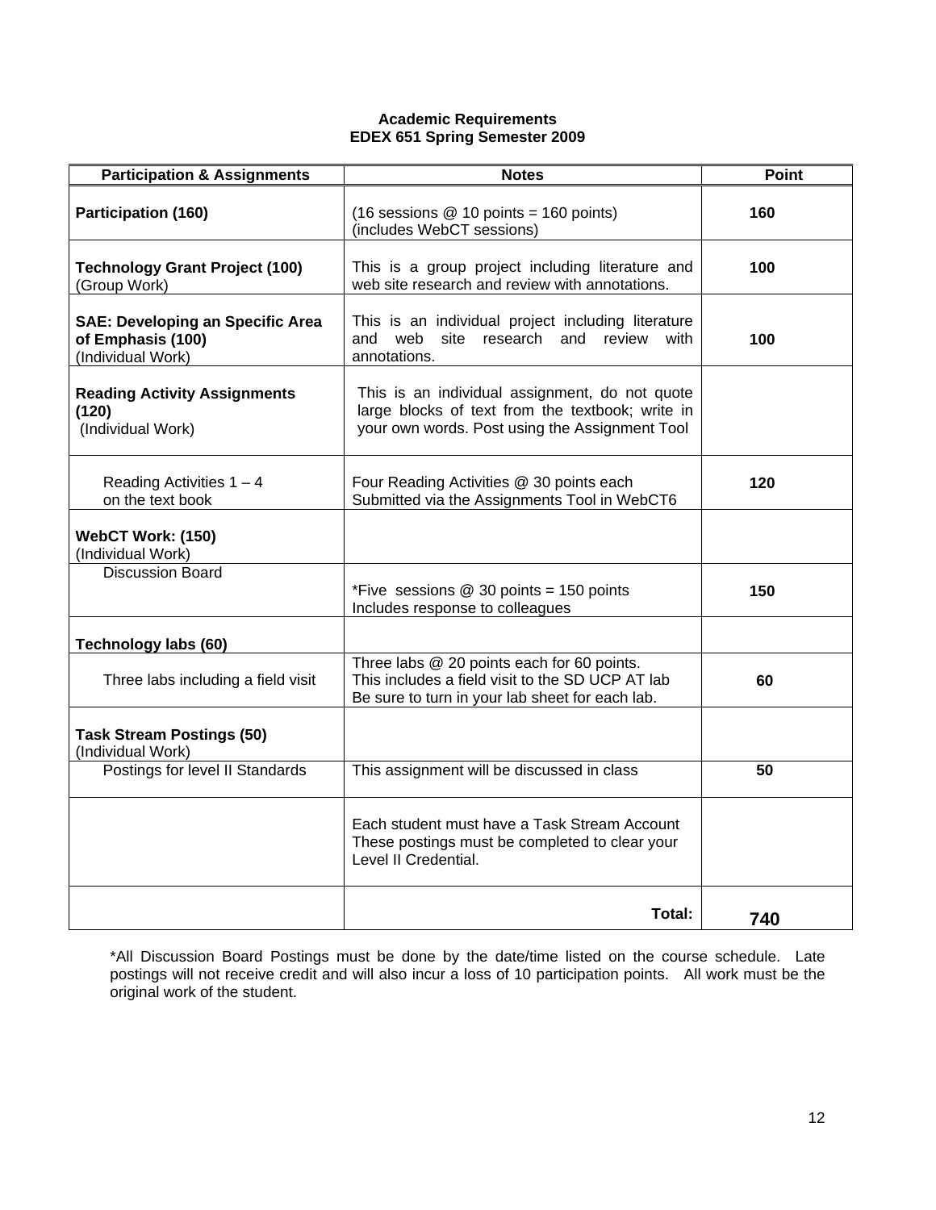**Academic Requirements**
**EDEX 651 Spring Semester 2009**

| Participation & Assignments | Notes | Point |
|---|---|---|
| **Participation (160)** | (16 sessions @ 10 points = 160 points) (includes WebCT sessions) | **160** |
| **Technology Grant Project (100)** (Group Work) | This is a group project including literature and web site research and review with annotations. | **100** |
| **SAE: Developing an Specific Area of Emphasis (100)** (Individual Work) | This is an individual project including literature and web site research and review with annotations. | **100** |
| **Reading Activity Assignments (120)** (Individual Work) | This is an individual assignment, do not quote large blocks of text from the textbook; write in your own words. Post using the Assignment Tool | |
| Reading Activities 1 – 4 on the text book | Four Reading Activities @ 30 points each Submitted via the Assignments Tool in WebCT6 | **120** |
| **WebCT Work: (150)** (Individual Work) | | |
| Discussion Board | *Five sessions @ 30 points = 150 points Includes response to colleagues | **150** |
| **Technology labs (60)** | | |
| Three labs including a field visit | Three labs @ 20 points each for 60 points. This includes a field visit to the SD UCP AT lab Be sure to turn in your lab sheet for each lab. | **60** |
| **Task Stream Postings (50)** (Individual Work) | | |
| Postings for level II Standards | This assignment will be discussed in class | **50** |
| | Each student must have a Task Stream Account These postings must be completed to clear your Level II Credential. | |
| | **Total:** | **740** |

*All Discussion Board Postings must be done by the date/time listed on the course schedule. Late postings will not receive credit and will also incur a loss of 10 participation points. All work must be the original work of the student.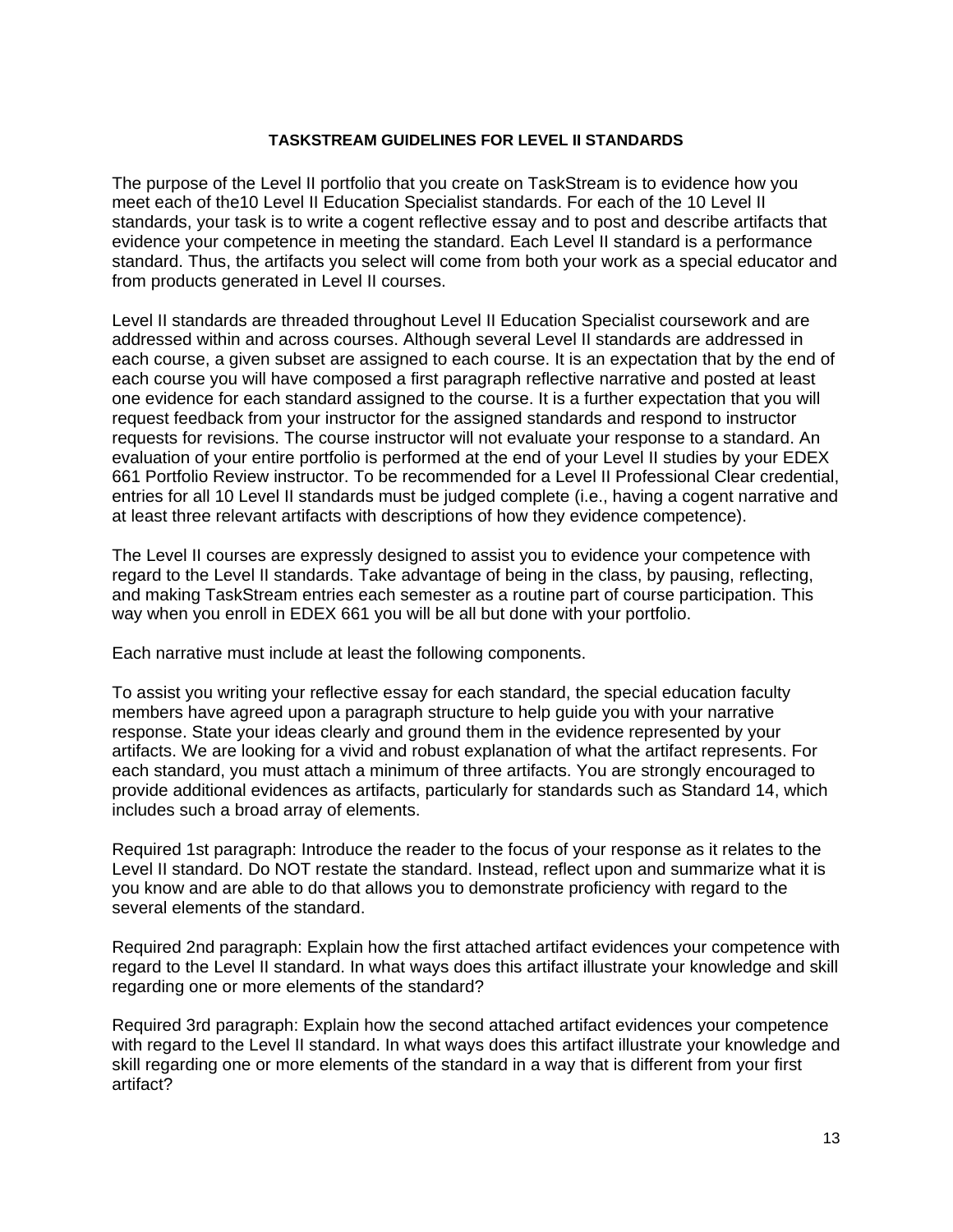**TASKSTREAM GUIDELINES FOR LEVEL II STANDARDS**

The purpose of the Level II portfolio that you create on TaskStream is to evidence how you meet each of the10 Level II Education Specialist standards. For each of the 10 Level II standards, your task is to write a cogent reflective essay and to post and describe artifacts that evidence your competence in meeting the standard. Each Level II standard is a performance standard. Thus, the artifacts you select will come from both your work as a special educator and from products generated in Level II courses.

Level II standards are threaded throughout Level II Education Specialist coursework and are addressed within and across courses. Although several Level II standards are addressed in each course, a given subset are assigned to each course. It is an expectation that by the end of each course you will have composed a first paragraph reflective narrative and posted at least one evidence for each standard assigned to the course. It is a further expectation that you will request feedback from your instructor for the assigned standards and respond to instructor requests for revisions. The course instructor will not evaluate your response to a standard. An evaluation of your entire portfolio is performed at the end of your Level II studies by your EDEX 661 Portfolio Review instructor. To be recommended for a Level II Professional Clear credential, entries for all 10 Level II standards must be judged complete (i.e., having a cogent narrative and at least three relevant artifacts with descriptions of how they evidence competence).

The Level II courses are expressly designed to assist you to evidence your competence with regard to the Level II standards. Take advantage of being in the class, by pausing, reflecting, and making TaskStream entries each semester as a routine part of course participation. This way when you enroll in EDEX 661 you will be all but done with your portfolio.

Each narrative must include at least the following components.

To assist you writing your reflective essay for each standard, the special education faculty members have agreed upon a paragraph structure to help guide you with your narrative response. State your ideas clearly and ground them in the evidence represented by your artifacts. We are looking for a vivid and robust explanation of what the artifact represents. For each standard, you must attach a minimum of three artifacts. You are strongly encouraged to provide additional evidences as artifacts, particularly for standards such as Standard 14, which includes such a broad array of elements.

Required 1st paragraph: Introduce the reader to the focus of your response as it relates to the Level II standard. Do NOT restate the standard. Instead, reflect upon and summarize what it is you know and are able to do that allows you to demonstrate proficiency with regard to the several elements of the standard.

Required 2nd paragraph: Explain how the first attached artifact evidences your competence with regard to the Level II standard. In what ways does this artifact illustrate your knowledge and skill regarding one or more elements of the standard?

Required 3rd paragraph: Explain how the second attached artifact evidences your competence with regard to the Level II standard. In what ways does this artifact illustrate your knowledge and skill regarding one or more elements of the standard in a way that is different from your first artifact?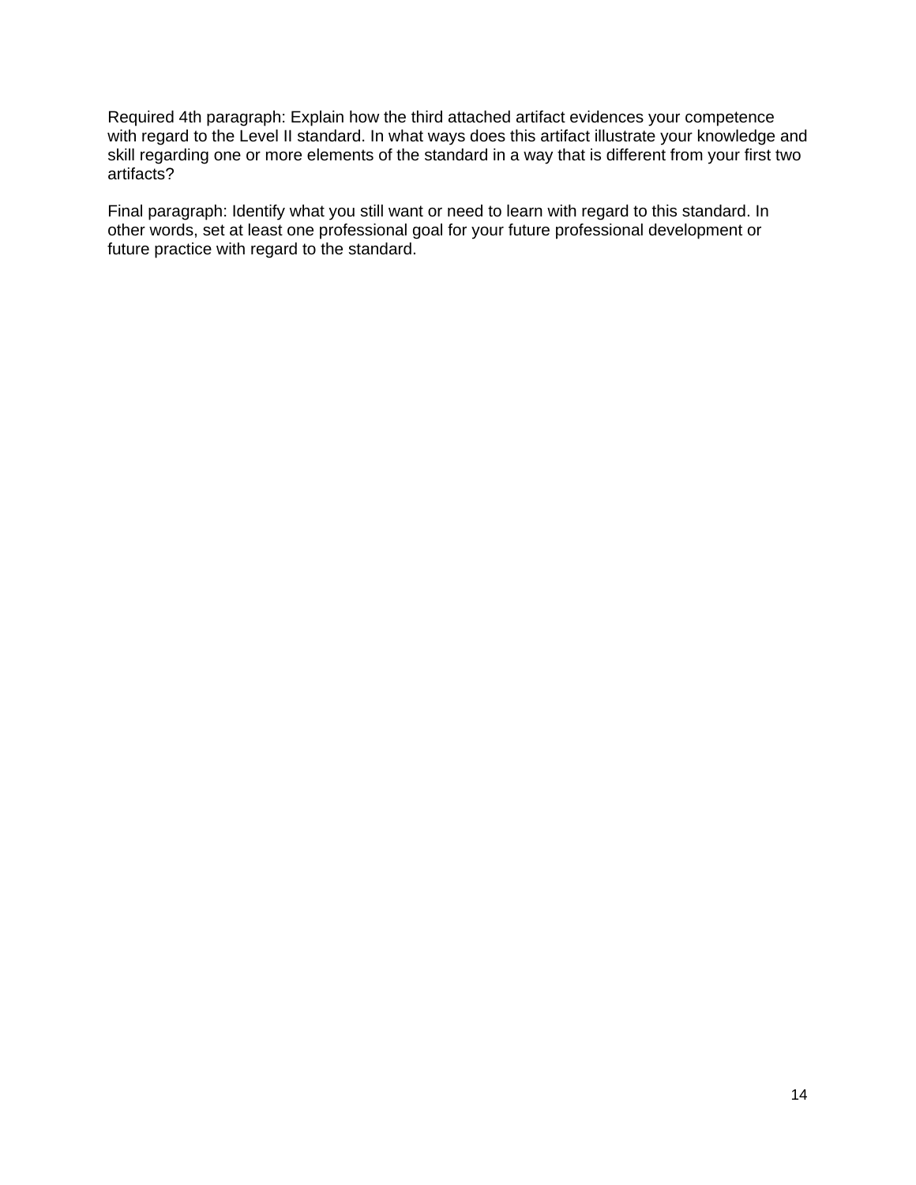Required 4th paragraph: Explain how the third attached artifact evidences your competence with regard to the Level II standard. In what ways does this artifact illustrate your knowledge and skill regarding one or more elements of the standard in a way that is different from your first two artifacts?

Final paragraph: Identify what you still want or need to learn with regard to this standard. In other words, set at least one professional goal for your future professional development or future practice with regard to the standard.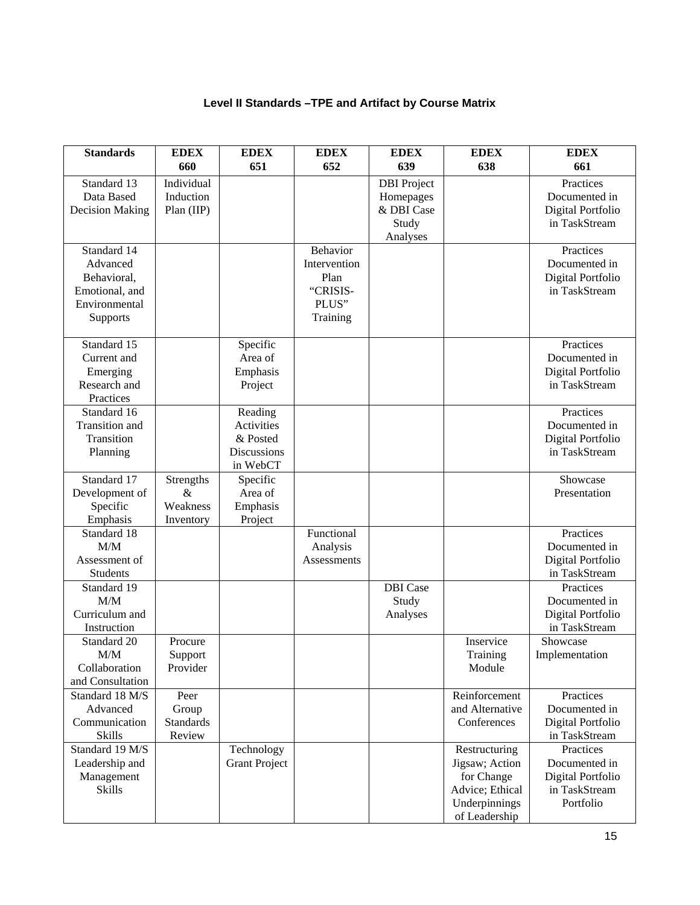## Level II Standards –TPE and Artifact by Course Matrix

| Standards | EDEX 660 | EDEX 651 | EDEX 652 | EDEX 639 | EDEX 638 | EDEX 661 |
|---|---|---|---|---|---|---|
| Standard 13 Data Based Decision Making | Individual Induction Plan (IIP) | | | DBI Project Homepages & DBI Case Study Analyses | | Practices Documented in Digital Portfolio in TaskStream |
| Standard 14 Advanced Behavioral, Emotional, and Environmental Supports | | | Behavior Intervention Plan "CRISIS-PLUS" Training | | | Practices Documented in Digital Portfolio in TaskStream |
| Standard 15 Current and Emerging Research and Practices | | Specific Area of Emphasis Project | | | | Practices Documented in Digital Portfolio in TaskStream |
| Standard 16 Transition and Transition Planning | | Reading Activities & Posted Discussions in WebCT | | | | Practices Documented in Digital Portfolio in TaskStream |
| Standard 17 Development of Specific Emphasis | Strengths & Weakness Inventory | Specific Area of Emphasis Project | | | | Showcase Presentation |
| Standard 18 M/M Assessment of Students | | | Functional Analysis Assessments | | | Practices Documented in Digital Portfolio in TaskStream |
| Standard 19 M/M Curriculum and Instruction | | | | DBI Case Study Analyses | | Practices Documented in Digital Portfolio in TaskStream |
| Standard 20 M/M Collaboration and Consultation | Procure Support Provider | | | | Inservice Training Module | Showcase Implementation |
| Standard 18 M/S Advanced Communication Skills | Peer Group Standards Review | | | | Reinforcement and Alternative Conferences | Practices Documented in Digital Portfolio in TaskStream |
| Standard 19 M/S Leadership and Management Skills | | Technology Grant Project | | | Restructuring Jigsaw; Action for Change Advice; Ethical Underpinnings of Leadership | Practices Documented in Digital Portfolio in TaskStream Portfolio |